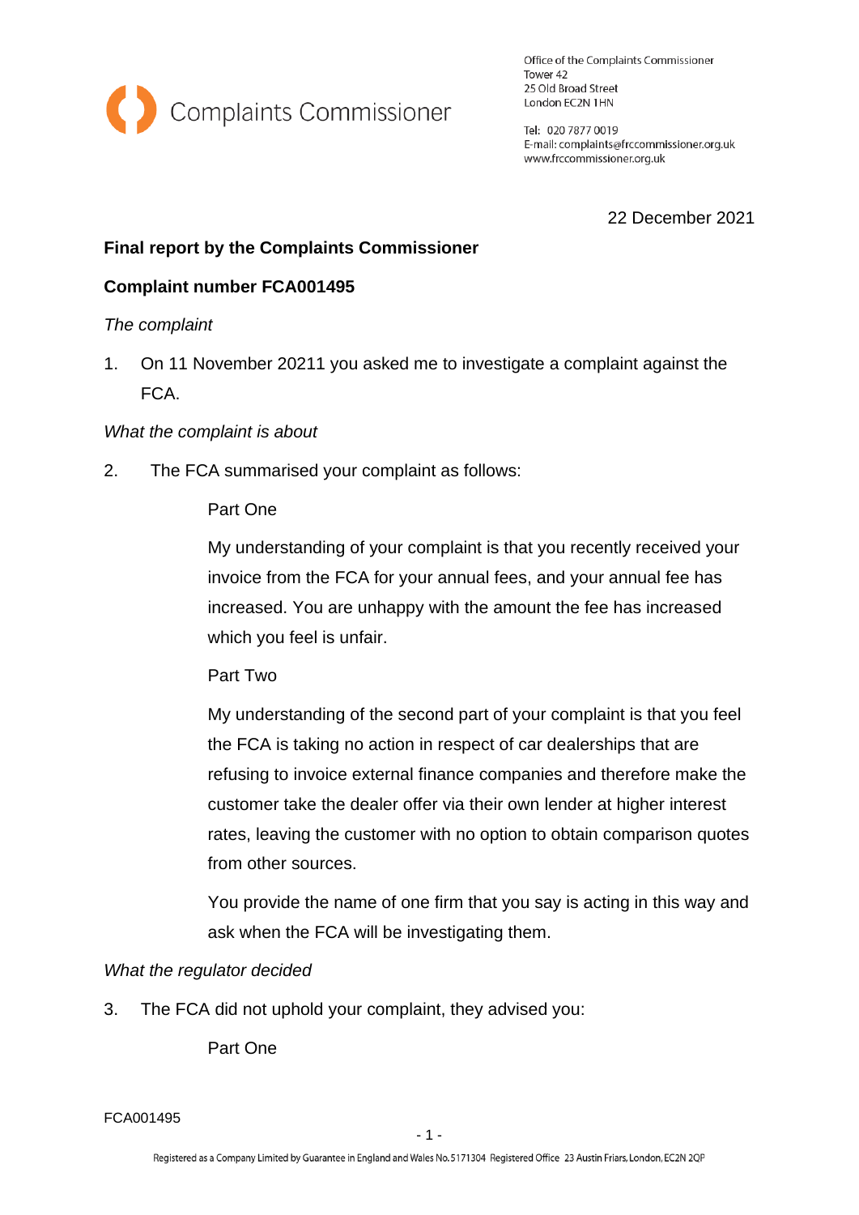Complaints Commissioner

Office of the Complaints Commissioner
Tower 42
25 Old Broad Street
London EC2N 1HN

Tel: 020 7877 0019
E-mail: complaints@frccommissioner.org.uk
www.frccommissioner.org.uk

22 December 2021

**Final report by the Complaints Commissioner**

**Complaint number FCA001495**

*The complaint*

1. On 11 November 20211 you asked me to investigate a complaint against the FCA.

*What the complaint is about*

2. The FCA summarised your complaint as follows:

   Part One

   My understanding of your complaint is that you recently received your invoice from the FCA for your annual fees, and your annual fee has increased. You are unhappy with the amount the fee has increased which you feel is unfair.

   Part Two

   My understanding of the second part of your complaint is that you feel the FCA is taking no action in respect of car dealerships that are refusing to invoice external finance companies and therefore make the customer take the dealer offer via their own lender at higher interest rates, leaving the customer with no option to obtain comparison quotes from other sources.

   You provide the name of one firm that you say is acting in this way and ask when the FCA will be investigating them.

*What the regulator decided*

3. The FCA did not uphold your complaint, they advised you:

   Part One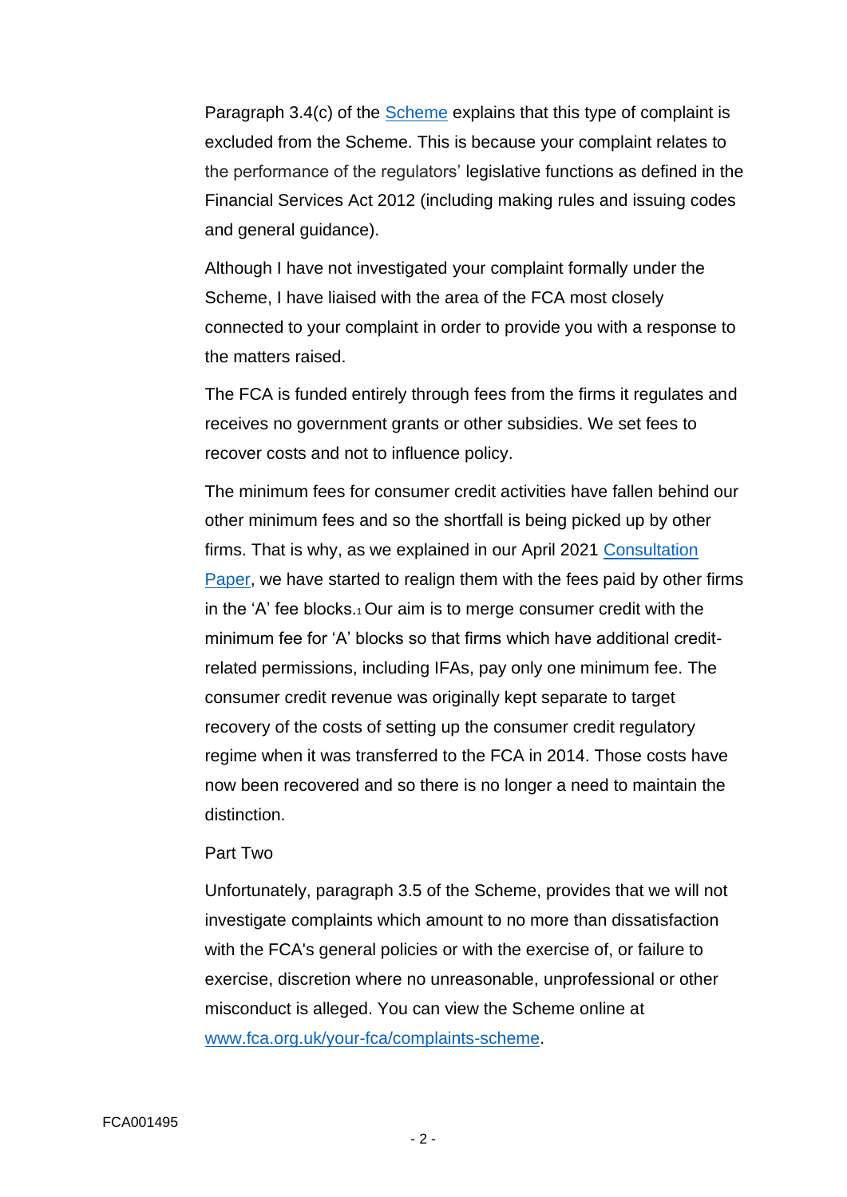Paragraph 3.4(c) of the [Scheme](#) explains that this type of complaint is excluded from the Scheme. This is because your complaint relates to the performance of the regulators' legislative functions as defined in the Financial Services Act 2012 (including making rules and issuing codes and general guidance).

Although I have not investigated your complaint formally under the Scheme, I have liaised with the area of the FCA most closely connected to your complaint in order to provide you with a response to the matters raised.

The FCA is funded entirely through fees from the firms it regulates and receives no government grants or other subsidies. We set fees to recover costs and not to influence policy.

The minimum fees for consumer credit activities have fallen behind our other minimum fees and so the shortfall is being picked up by other firms. That is why, as we explained in our April 2021 [Consultation Paper](#), we have started to realign them with the fees paid by other firms in the 'A' fee blocks.[1] Our aim is to merge consumer credit with the minimum fee for 'A' blocks so that firms which have additional credit-related permissions, including IFAs, pay only one minimum fee. The consumer credit revenue was originally kept separate to target recovery of the costs of setting up the consumer credit regulatory regime when it was transferred to the FCA in 2014. Those costs have now been recovered and so there is no longer a need to maintain the distinction.

Part Two

Unfortunately, paragraph 3.5 of the Scheme, provides that we will not investigate complaints which amount to no more than dissatisfaction with the FCA's general policies or with the exercise of, or failure to exercise, discretion where no unreasonable, unprofessional or other misconduct is alleged. You can view the Scheme online at [www.fca.org.uk/your-fca/complaints-scheme](www.fca.org.uk/your-fca/complaints-scheme).

FCA001495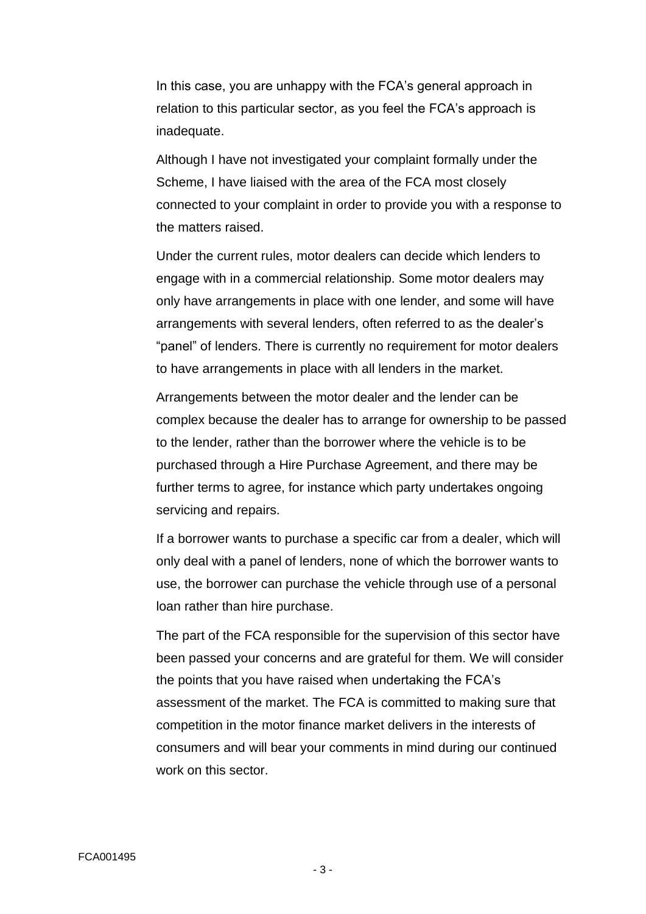In this case, you are unhappy with the FCA's general approach in relation to this particular sector, as you feel the FCA's approach is inadequate.

Although I have not investigated your complaint formally under the Scheme, I have liaised with the area of the FCA most closely connected to your complaint in order to provide you with a response to the matters raised.

Under the current rules, motor dealers can decide which lenders to engage with in a commercial relationship. Some motor dealers may only have arrangements in place with one lender, and some will have arrangements with several lenders, often referred to as the dealer's "panel" of lenders. There is currently no requirement for motor dealers to have arrangements in place with all lenders in the market.

Arrangements between the motor dealer and the lender can be complex because the dealer has to arrange for ownership to be passed to the lender, rather than the borrower where the vehicle is to be purchased through a Hire Purchase Agreement, and there may be further terms to agree, for instance which party undertakes ongoing servicing and repairs.

If a borrower wants to purchase a specific car from a dealer, which will only deal with a panel of lenders, none of which the borrower wants to use, the borrower can purchase the vehicle through use of a personal loan rather than hire purchase.

The part of the FCA responsible for the supervision of this sector have been passed your concerns and are grateful for them. We will consider the points that you have raised when undertaking the FCA's assessment of the market. The FCA is committed to making sure that competition in the motor finance market delivers in the interests of consumers and will bear your comments in mind during our continued work on this sector.

FCA001495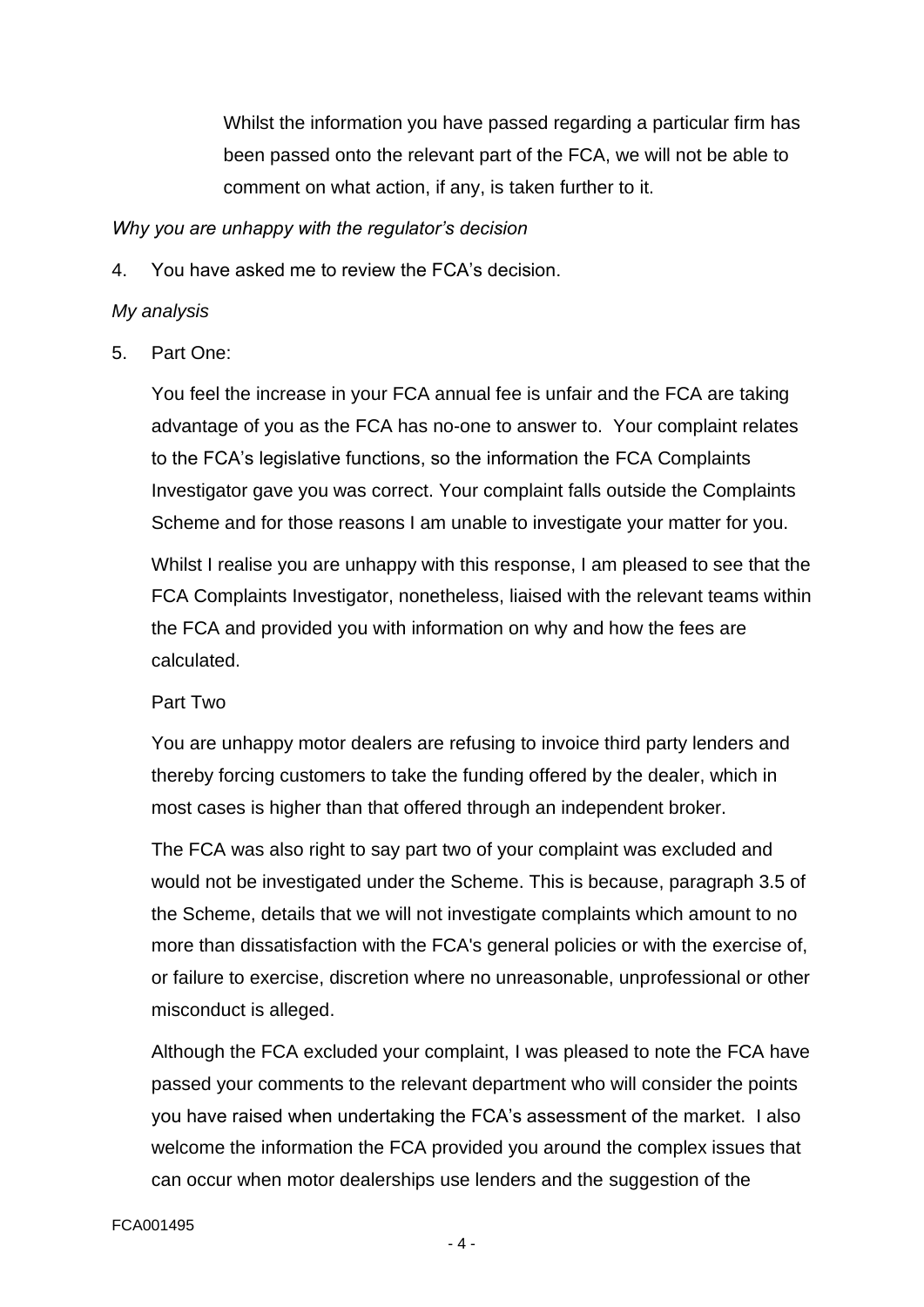Whilst the information you have passed regarding a particular firm has been passed onto the relevant part of the FCA, we will not be able to comment on what action, if any, is taken further to it.

*Why you are unhappy with the regulator's decision*

4. You have asked me to review the FCA's decision.

*My analysis*

5. Part One:

   You feel the increase in your FCA annual fee is unfair and the FCA are taking advantage of you as the FCA has no-one to answer to. Your complaint relates to the FCA's legislative functions, so the information the FCA Complaints Investigator gave you was correct. Your complaint falls outside the Complaints Scheme and for those reasons I am unable to investigate your matter for you.

   Whilst I realise you are unhappy with this response, I am pleased to see that the FCA Complaints Investigator, nonetheless, liaised with the relevant teams within the FCA and provided you with information on why and how the fees are calculated.

   Part Two

   You are unhappy motor dealers are refusing to invoice third party lenders and thereby forcing customers to take the funding offered by the dealer, which in most cases is higher than that offered through an independent broker.

   The FCA was also right to say part two of your complaint was excluded and would not be investigated under the Scheme. This is because, paragraph 3.5 of the Scheme, details that we will not investigate complaints which amount to no more than dissatisfaction with the FCA's general policies or with the exercise of, or failure to exercise, discretion where no unreasonable, unprofessional or other misconduct is alleged.

   Although the FCA excluded your complaint, I was pleased to note the FCA have passed your comments to the relevant department who will consider the points you have raised when undertaking the FCA's assessment of the market. I also welcome the information the FCA provided you around the complex issues that can occur when motor dealerships use lenders and the suggestion of the

FCA001495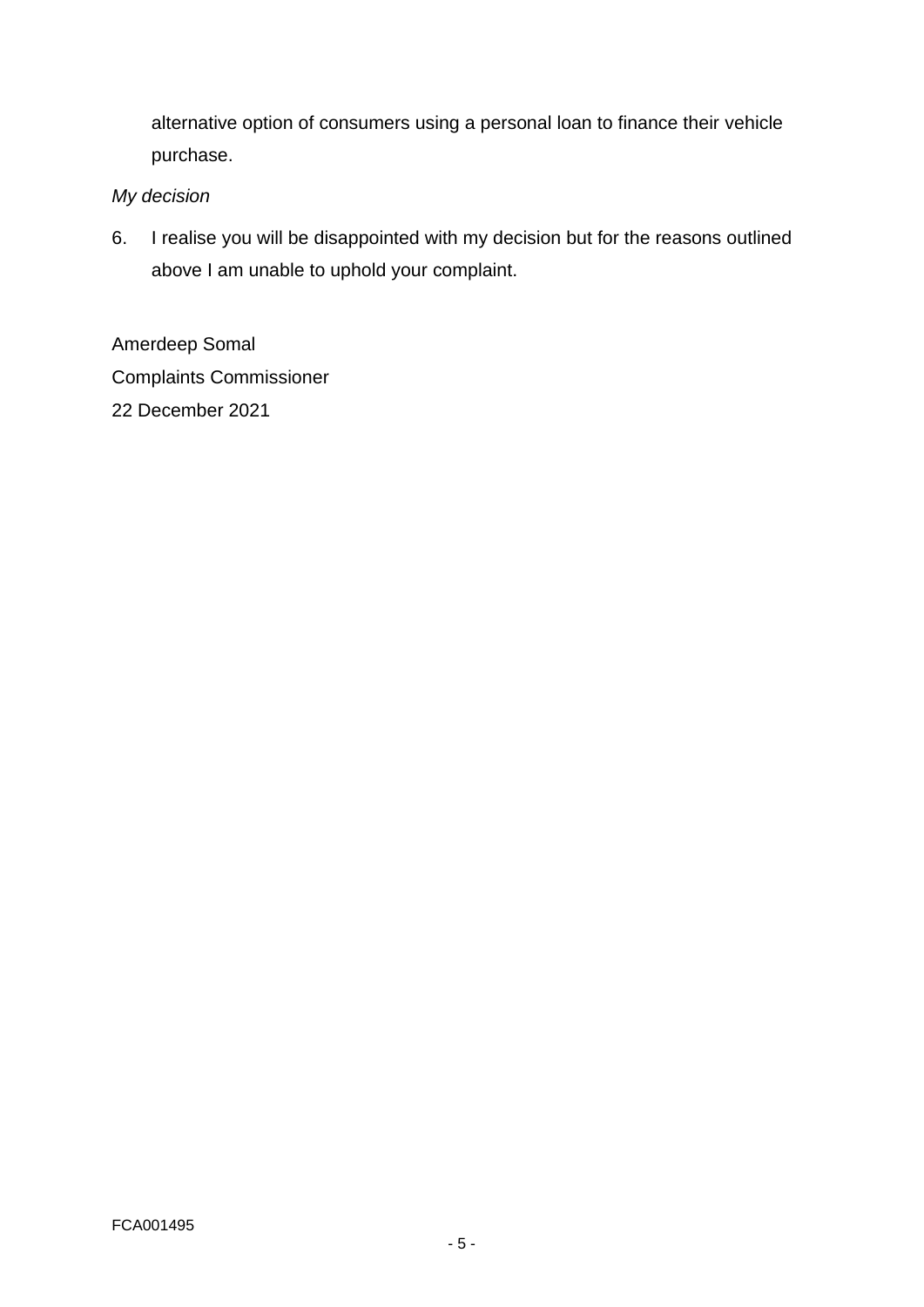alternative option of consumers using a personal loan to finance their vehicle purchase.

*My decision*

6. I realise you will be disappointed with my decision but for the reasons outlined above I am unable to uphold your complaint.

Amerdeep Somal
Complaints Commissioner
22 December 2021

FCA001495